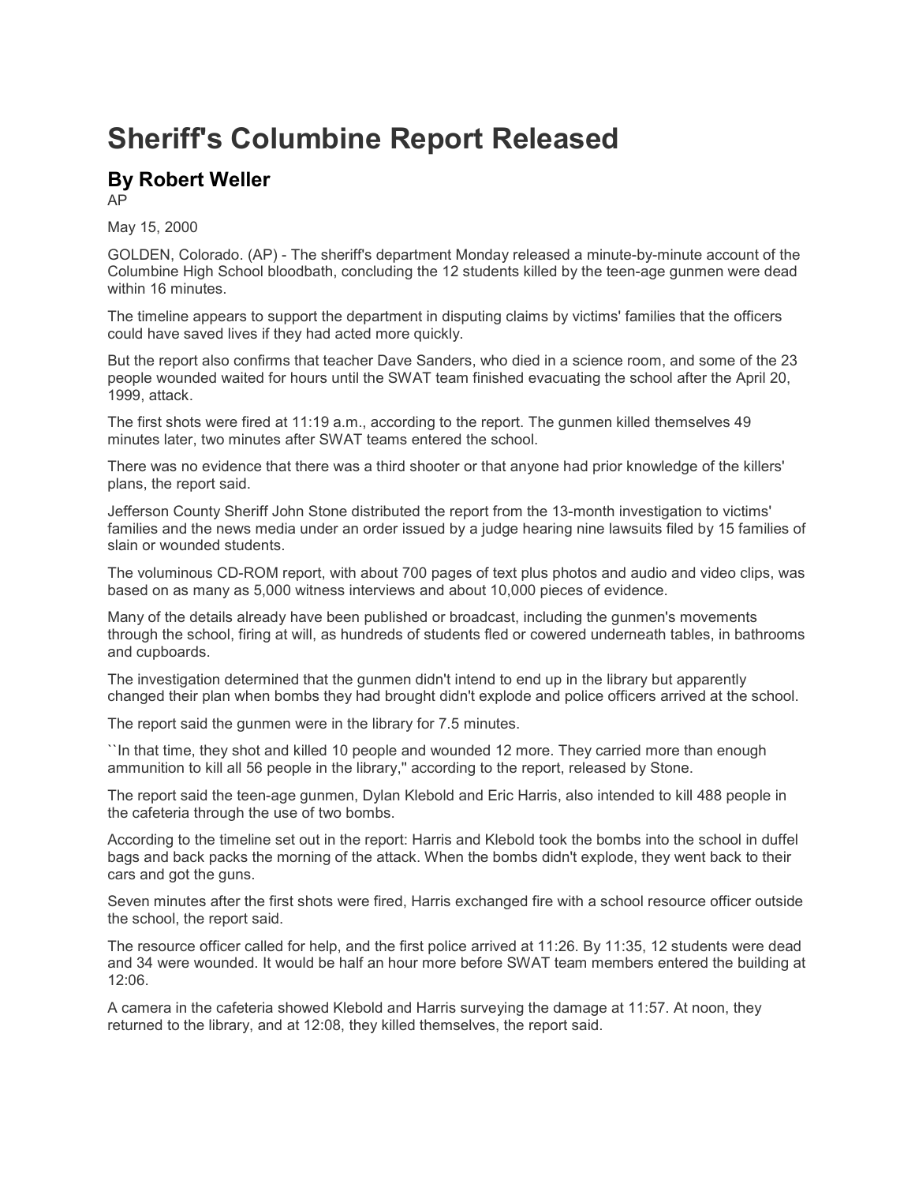# Sheriff's Columbine Report Released

## By Robert Weller

AP

May 15, 2000

GOLDEN, Colorado. (AP) - The sheriff's department Monday released a minute-by-minute account of the Columbine High School bloodbath, concluding the 12 students killed by the teen-age gunmen were dead within 16 minutes.

The timeline appears to support the department in disputing claims by victims' families that the officers could have saved lives if they had acted more quickly.

But the report also confirms that teacher Dave Sanders, who died in a science room, and some of the 23 people wounded waited for hours until the SWAT team finished evacuating the school after the April 20, 1999, attack.

The first shots were fired at 11:19 a.m., according to the report. The gunmen killed themselves 49 minutes later, two minutes after SWAT teams entered the school.

There was no evidence that there was a third shooter or that anyone had prior knowledge of the killers' plans, the report said.

Jefferson County Sheriff John Stone distributed the report from the 13-month investigation to victims' families and the news media under an order issued by a judge hearing nine lawsuits filed by 15 families of slain or wounded students.

The voluminous CD-ROM report, with about 700 pages of text plus photos and audio and video clips, was based on as many as 5,000 witness interviews and about 10,000 pieces of evidence.

Many of the details already have been published or broadcast, including the gunmen's movements through the school, firing at will, as hundreds of students fled or cowered underneath tables, in bathrooms and cupboards.

The investigation determined that the gunmen didn't intend to end up in the library but apparently changed their plan when bombs they had brought didn't explode and police officers arrived at the school.

The report said the gunmen were in the library for 7.5 minutes.

``In that time, they shot and killed 10 people and wounded 12 more. They carried more than enough ammunition to kill all 56 people in the library,'' according to the report, released by Stone.

The report said the teen-age gunmen, Dylan Klebold and Eric Harris, also intended to kill 488 people in the cafeteria through the use of two bombs.

According to the timeline set out in the report: Harris and Klebold took the bombs into the school in duffel bags and back packs the morning of the attack. When the bombs didn't explode, they went back to their cars and got the guns.

Seven minutes after the first shots were fired, Harris exchanged fire with a school resource officer outside the school, the report said.

The resource officer called for help, and the first police arrived at 11:26. By 11:35, 12 students were dead and 34 were wounded. It would be half an hour more before SWAT team members entered the building at 12:06.

A camera in the cafeteria showed Klebold and Harris surveying the damage at 11:57. At noon, they returned to the library, and at 12:08, they killed themselves, the report said.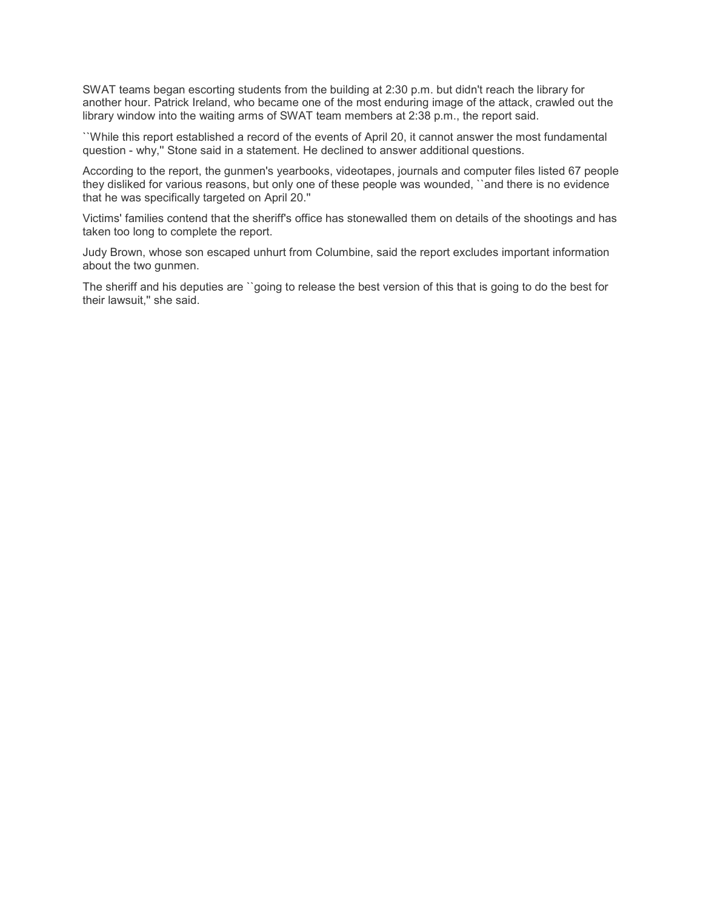SWAT teams began escorting students from the building at 2:30 p.m. but didn't reach the library for another hour. Patrick Ireland, who became one of the most enduring image of the attack, crawled out the library window into the waiting arms of SWAT team members at 2:38 p.m., the report said.

``While this report established a record of the events of April 20, it cannot answer the most fundamental question - why,'' Stone said in a statement. He declined to answer additional questions.

According to the report, the gunmen's yearbooks, videotapes, journals and computer files listed 67 people they disliked for various reasons, but only one of these people was wounded, ``and there is no evidence that he was specifically targeted on April 20.''

Victims' families contend that the sheriff's office has stonewalled them on details of the shootings and has taken too long to complete the report.

Judy Brown, whose son escaped unhurt from Columbine, said the report excludes important information about the two gunmen.

The sheriff and his deputies are ``going to release the best version of this that is going to do the best for their lawsuit,'' she said.